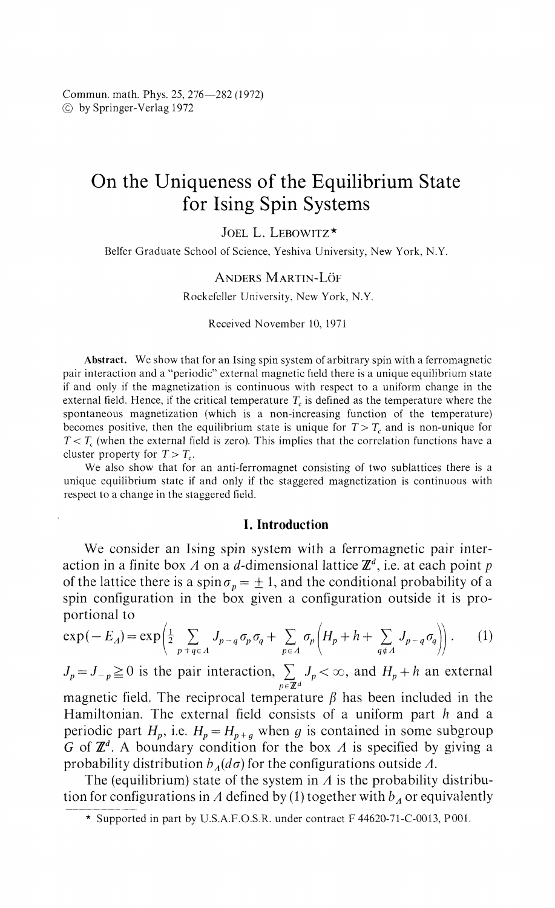# On the Uniqueness of the Equilibrium State for Ising Spin Systems

JOEL L. LEBOWITZ*

Belfer Graduate School of Science, Yeshiva University, New York, N.Y.

ANDERS MARTIN-LÖF

Rockefeller University, New York, N.Y.

Received November 10, 1971

**Abstract.** We show that for an Ising spin system of arbitrary spin with a ferromagnetic pair interaction and a "periodic" external magnetic field there is a unique equilibrium state if and only if the magnetization is continuous with respect to a uniform change in the external field. Hence, if the critical temperature $T_c$ is defined as the temperature where the spontaneous magnetization (which is a non-increasing function of the temperature) becomes positive, then the equilibrium state is unique for $T > T_c$ and is non-unique for $T < T_c$ (when the external field is zero). This implies that the correlation functions have a cluster property for $T > T_c$.

We also show that for an anti-ferromagnet consisting of two sublattices there is a unique equilibrium state if and only if the staggered magnetization is continuous with respect to a change in the staggered field.

## I. Introduction

We consider an Ising spin system with a ferromagnetic pair interaction in a finite box $\Lambda$ on a $d$-dimensional lattice $\mathbb{Z}^d$, i.e. at each point $p$ of the lattice there is a spin $\sigma_p = \pm 1$, and the conditional probability of a spin configuration in the box given a configuration outside it is proportional to

$$\exp(-E_\Lambda) = \exp\left(\frac{1}{2} \sum_{p \neq q \in \Lambda} J_{p-q} \sigma_p \sigma_q + \sum_{p \in \Lambda} \sigma_p \left(H_p + h + \sum_{q \notin \Lambda} J_{p-q} \sigma_q\right)\right). \quad (1)$$

$J_p = J_{-p} \geqq 0$ is the pair interaction, $\sum_{p \in \mathbb{Z}^d} J_p < \infty$, and $H_p + h$ an external magnetic field. The reciprocal temperature $\beta$ has been included in the Hamiltonian. The external field consists of a uniform part $h$ and a periodic part $H_p$, i.e. $H_p = H_{p+g}$ when $g$ is contained in some subgroup $G$ of $\mathbb{Z}^d$. A boundary condition for the box $\Lambda$ is specified by giving a probability distribution $b_\Lambda(d\sigma)$ for the configurations outside $\Lambda$.

The (equilibrium) state of the system in $\Lambda$ is the probability distribution for configurations in $\Lambda$ defined by (1) together with $b_\Lambda$ or equivalently

* Supported in part by U.S.A.F.O.S.R. under contract F 44620-71-C-0013, P001.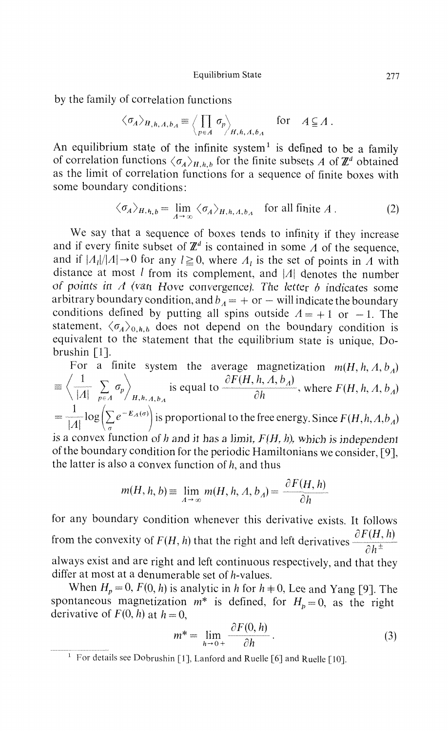by the family of correlation functions

$$\langle \sigma_A \rangle_{H,h,\Lambda,b_\Lambda} \equiv \left\langle \prod_{p \in A} \sigma_p \right\rangle_{H,h,\Lambda,b_\Lambda} \quad \text{for} \quad A \subseteqq \Lambda .$$

An equilibrium state of the infinite system [1] is defined to be a family of correlation functions $\langle \sigma_A \rangle_{H,h,b}$ for the finite subsets $A$ of $\mathbb{Z}^d$ obtained as the limit of correlation functions for a sequence of finite boxes with some boundary conditions:

$$\langle \sigma_A \rangle_{H,h,b} = \lim_{\Lambda \to \infty} \langle \sigma_A \rangle_{H,h,\Lambda,b_\Lambda} \quad \text{for all finite } A . \tag{2}$$

We say that a sequence of boxes tends to infinity if they increase and if every finite subset of $\mathbb{Z}^d$ is contained in some $\Lambda$ of the sequence, and if $|\Lambda_l|/|\Lambda| \to 0$ for any $l \geqq 0$, where $\Lambda_l$ is the set of points in $\Lambda$ with distance at most $l$ from its complement, and $|\Lambda|$ denotes the number of points in $\Lambda$ (van Hove convergence). The letter $b$ indicates some arbitrary boundary condition, and $b_\Lambda = +$ or $-$ will indicate the boundary conditions defined by putting all spins outside $\Lambda = +1$ or $-1$. The statement, $\langle \sigma_A \rangle_{0,h,b}$ does not depend on the boundary condition is equivalent to the statement that the equilibrium state is unique, Dobrushin [1].

For a finite system the average magnetization $m(H,h,\Lambda,b_\Lambda) \equiv \left\langle \frac{1}{|\Lambda|} \sum_{p \in \Lambda} \sigma_p \right\rangle_{H,h,\Lambda,b_\Lambda}$ is equal to $\frac{\partial F(H,h,\Lambda,b_\Lambda)}{\partial h}$, where $F(H,h,\Lambda,b_\Lambda) = \frac{1}{|\Lambda|} \log \left( \sum_\sigma e^{-E_\Lambda(\sigma)} \right)$ is proportional to the free energy. Since $F(H,h,\Lambda,b_\Lambda)$ is a convex function of $h$ and it has a limit, $F(H,h)$, which is independent of the boundary condition for the periodic Hamiltonians we consider, [9], the latter is also a convex function of $h$, and thus

$$m(H,h,b) \equiv \lim_{\Lambda \to \infty} m(H,h,\Lambda,b_\Lambda) = \frac{\partial F(H,h)}{\partial h}$$

for any boundary condition whenever this derivative exists. It follows from the convexity of $F(H,h)$ that the right and left derivatives $\frac{\partial F(H,h)}{\partial h^\pm}$ always exist and are right and left continuous respectively, and that they differ at most at a denumerable set of $h$-values.

When $H_p = 0$, $F(0,h)$ is analytic in $h$ for $h \neq 0$, Lee and Yang [9]. The spontaneous magnetization $m^*$ is defined, for $H_p = 0$, as the right derivative of $F(0,h)$ at $h = 0$,

$$m^* = \lim_{h \to 0+} \frac{\partial F(0,h)}{\partial h} . \tag{3}$$

[1] For details see Dobrushin [1], Lanford and Ruelle [6] and Ruelle [10].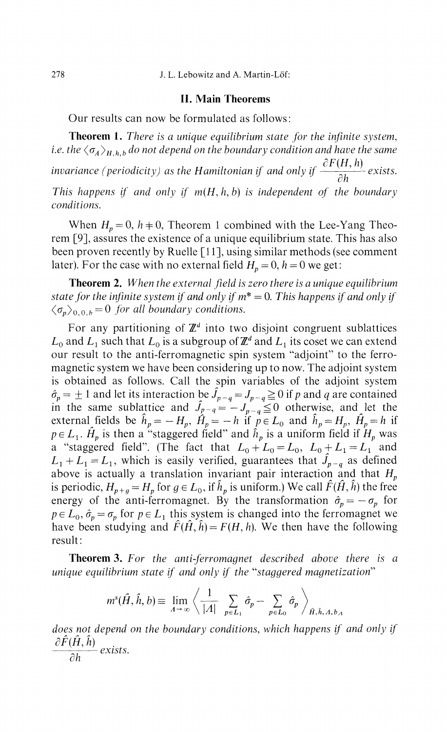## II. Main Theorems

Our results can now be formulated as follows:

**Theorem 1.** *There is a unique equilibrium state for the infinite system, i.e. the $\langle \sigma_A \rangle_{H,h,b}$ do not depend on the boundary condition and have the same invariance (periodicity) as the Hamiltonian if and only if $\dfrac{\partial F(H,h)}{\partial h}$ exists. This happens if and only if $m(H,h,b)$ is independent of the boundary conditions.*

When $H_p = 0$, $h \neq 0$, Theorem 1 combined with the Lee-Yang Theorem [9], assures the existence of a unique equilibrium state. This has also been proven recently by Ruelle [11], using similar methods (see comment later). For the case with no external field $H_p = 0$, $h = 0$ we get:

**Theorem 2.** *When the external field is zero there is a unique equilibrium state for the infinite system if and only if $m^* = 0$. This happens if and only if $\langle \sigma_p \rangle_{0,0,b} = 0$ for all boundary conditions.*

For any partitioning of $\mathbb{Z}^d$ into two disjoint congruent sublattices $L_0$ and $L_1$ such that $L_0$ is a subgroup of $\mathbb{Z}^d$ and $L_1$ its coset we can extend our result to the anti-ferromagnetic spin system "adjoint" to the ferromagnetic system we have been considering up to now. The adjoint system is obtained as follows. Call the spin variables of the adjoint system $\hat{\sigma}_p = \pm 1$ and let its interaction be $\hat{J}_{p-q} = J_{p-q} \geqq 0$ if $p$ and $q$ are contained in the same sublattice and $\hat{J}_{p-q} = -J_{p-q} \leqq 0$ otherwise, and let the external fields be $\hat{h}_p = -H_p$, $\hat{H}_p = -h$ if $p \in L_0$ and $\hat{h}_p = H_p$, $\hat{H}_p = h$ if $p \in L_1$. $\hat{H}_p$ is then a "staggered field" and $\hat{h}_p$ is a uniform field if $H_p$ was a "staggered field". (The fact that $L_0 + L_0 = L_0$, $L_0 + L_1 = L_1$ and $L_1 + L_1 = L_1$, which is easily verified, guarantees that $\hat{J}_{p-q}$ as defined above is actually a translation invariant pair interaction and that $H_p$ is periodic, $H_{p+g} = H_p$ for $g \in L_0$, if $\hat{h}_p$ is uniform.) We call $\hat{F}(\hat{H}, \hat{h})$ the free energy of the anti-ferromagnet. By the transformation $\hat{\sigma}_p = -\sigma_p$ for $p \in L_0$, $\hat{\sigma}_p = \sigma_p$ for $p \in L_1$ this system is changed into the ferromagnet we have been studying and $\hat{F}(\hat{H}, \hat{h}) = F(H, h)$. We then have the following result:

**Theorem 3.** *For the anti-ferromagnet described above there is a unique equilibrium state if and only if the "staggered magnetization"*

$$m^s(\hat{H}, \hat{h}, b) \equiv \lim_{\Lambda \to \infty} \left\langle \frac{1}{|\Lambda|} \sum_{p \in L_1} \hat{\sigma}_p - \sum_{p \in L_0} \hat{\sigma}_p \right\rangle_{\hat{H}, \hat{h}, \Lambda, b_\Lambda}$$

*does not depend on the boundary conditions, which happens if and only if $\dfrac{\partial \hat{F}(\hat{H}, \hat{h})}{\partial h}$ exists.*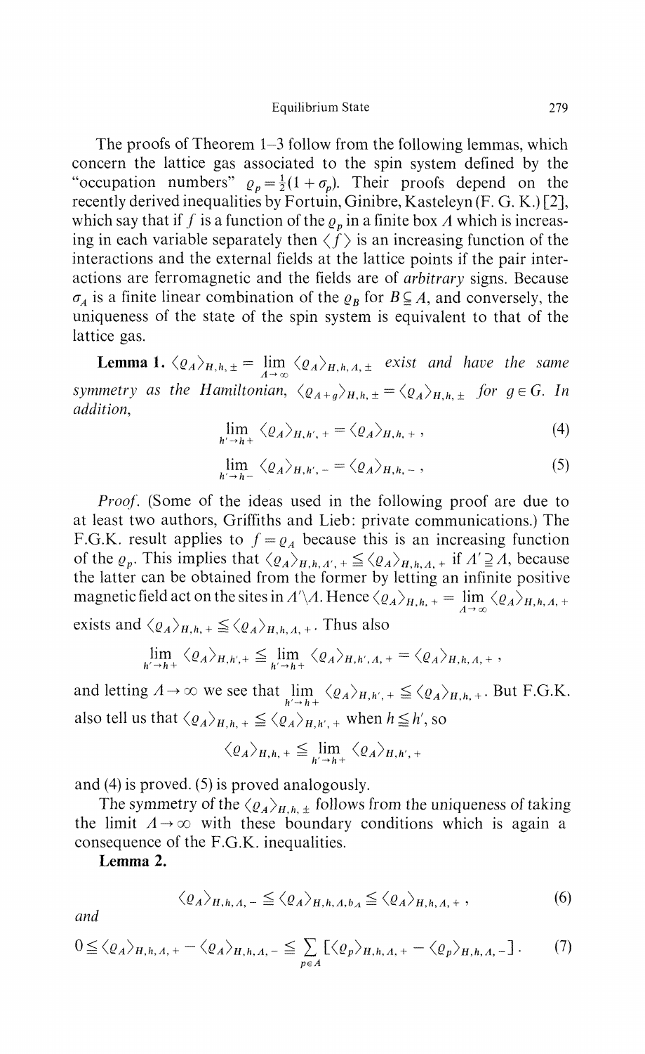The proofs of Theorem 1–3 follow from the following lemmas, which concern the lattice gas associated to the spin system defined by the "occupation numbers" $\varrho_p = \frac{1}{2}(1+\sigma_p)$. Their proofs depend on the recently derived inequalities by Fortuin, Ginibre, Kasteleyn (F. G. K.) [2], which say that if $f$ is a function of the $\varrho_p$ in a finite box $\Lambda$ which is increasing in each variable separately then $\langle f \rangle$ is an increasing function of the interactions and the external fields at the lattice points if the pair interactions are ferromagnetic and the fields are of *arbitrary* signs. Because $\sigma_A$ is a finite linear combination of the $\varrho_B$ for $B \subseteqq A$, and conversely, the uniqueness of the state of the spin system is equivalent to that of the lattice gas.

**Lemma 1.** *$\langle \varrho_A \rangle_{H,h,\pm} = \lim\limits_{\Lambda \to \infty} \langle \varrho_A \rangle_{H,h,\Lambda,\pm}$ exist and have the same symmetry as the Hamiltonian, $\langle \varrho_{A+g} \rangle_{H,h,\pm} = \langle \varrho_A \rangle_{H,h,\pm}$ for $g \in G$. In addition,*

$$\lim_{h' \to h+} \langle \varrho_A \rangle_{H,h',+} = \langle \varrho_A \rangle_{H,h,+}\,, \tag{4}$$

$$\lim_{h' \to h-} \langle \varrho_A \rangle_{H,h',-} = \langle \varrho_A \rangle_{H,h,-}\,, \tag{5}$$

*Proof.* (Some of the ideas used in the following proof are due to at least two authors, Griffiths and Lieb: private communications.) The F.G.K. result applies to $f = \varrho_A$ because this is an increasing function of the $\varrho_p$. This implies that $\langle \varrho_A \rangle_{H,h,\Lambda',+} \leqq \langle \varrho_A \rangle_{H,h,\Lambda,+}$ if $\Lambda' \supseteqq \Lambda$, because the latter can be obtained from the former by letting an infinite positive magnetic field act on the sites in $\Lambda' \setminus \Lambda$. Hence $\langle \varrho_A \rangle_{H,h,+} = \lim\limits_{\Lambda \to \infty} \langle \varrho_A \rangle_{H,h,\Lambda,+}$ exists and $\langle \varrho_A \rangle_{H,h,+} \leqq \langle \varrho_A \rangle_{H,h,\Lambda,+}$. Thus also

$$\lim_{h' \to h+} \langle \varrho_A \rangle_{H,h',+} \leqq \lim_{h' \to h+} \langle \varrho_A \rangle_{H,h',\Lambda,+} = \langle \varrho_A \rangle_{H,h,\Lambda,+}\,,$$

and letting $\Lambda \to \infty$ we see that $\lim\limits_{h' \to h+} \langle \varrho_A \rangle_{H,h',+} \leqq \langle \varrho_A \rangle_{H,h,+}$. But F.G.K. also tell us that $\langle \varrho_A \rangle_{H,h,+} \leqq \langle \varrho_A \rangle_{H,h',+}$ when $h \leqq h'$, so

$$\langle \varrho_A \rangle_{H,h,+} \leqq \lim_{h' \to h+} \langle \varrho_A \rangle_{H,h',+}$$

and (4) is proved. (5) is proved analogously.

The symmetry of the $\langle \varrho_A \rangle_{H,h,\pm}$ follows from the uniqueness of taking the limit $\Lambda \to \infty$ with these boundary conditions which is again a consequence of the F.G.K. inequalities.

**Lemma 2.**

$$\langle \varrho_A \rangle_{H,h,\Lambda,-} \leqq \langle \varrho_A \rangle_{H,h,\Lambda,b_\Lambda} \leqq \langle \varrho_A \rangle_{H,h,\Lambda,+}\,, \tag{6}$$

*and*

$$0 \leqq \langle \varrho_A \rangle_{H,h,\Lambda,+} - \langle \varrho_A \rangle_{H,h,\Lambda,-} \leqq \sum_{p \in A} \left[ \langle \varrho_p \rangle_{H,h,\Lambda,+} - \langle \varrho_p \rangle_{H,h,\Lambda,-} \right]. \tag{7}$$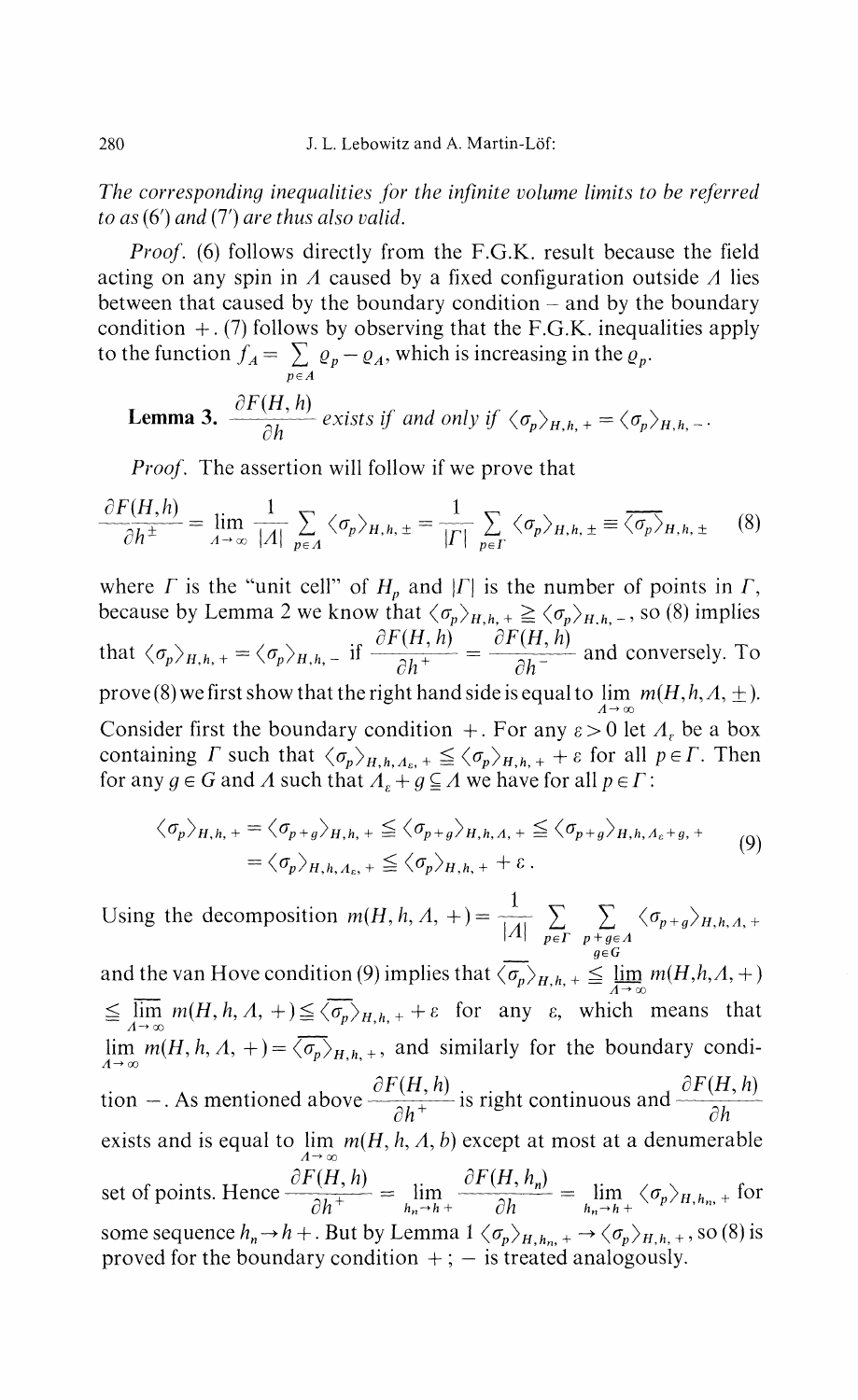*The corresponding inequalities for the infinite volume limits to be referred to as* (6′) *and* (7′) *are thus also valid.*

*Proof.* (6) follows directly from the F.G.K. result because the field acting on any spin in $\Lambda$ caused by a fixed configuration outside $\Lambda$ lies between that caused by the boundary condition $-$ and by the boundary condition $+$. (7) follows by observing that the F.G.K. inequalities apply to the function $f_\Lambda = \sum_{p \in \Lambda} \varrho_p - \varrho_\Lambda$, which is increasing in the $\varrho_p$.

**Lemma 3.** $\dfrac{\partial F(H,h)}{\partial h}$ *exists if and only if* $\langle \sigma_p \rangle_{H,h,+} = \langle \sigma_p \rangle_{H,h,-}$.

*Proof.* The assertion will follow if we prove that

$$\frac{\partial F(H,h)}{\partial h^{\pm}} = \lim_{\Lambda \to \infty} \frac{1}{|\Lambda|} \sum_{p \in \Lambda} \langle \sigma_p \rangle_{H,h,\pm} = \frac{1}{|\Gamma|} \sum_{p \in \Gamma} \langle \sigma_p \rangle_{H,h,\pm} \equiv \overline{\langle \sigma_p \rangle}_{H,h,\pm} \tag{8}$$

where $\Gamma$ is the "unit cell" of $H_p$ and $|\Gamma|$ is the number of points in $\Gamma$, because by Lemma 2 we know that $\langle \sigma_p \rangle_{H,h,+} \geqq \langle \sigma_p \rangle_{H,h,-}$, so (8) implies that $\langle \sigma_p \rangle_{H,h,+} = \langle \sigma_p \rangle_{H,h,-}$ if $\dfrac{\partial F(H,h)}{\partial h^+} = \dfrac{\partial F(H,h)}{\partial h^-}$ and conversely. To prove (8) we first show that the right hand side is equal to $\lim_{\Lambda \to \infty} m(H,h,\Lambda,\pm)$. Consider first the boundary condition $+$. For any $\varepsilon > 0$ let $\Lambda_\varepsilon$ be a box containing $\Gamma$ such that $\langle \sigma_p \rangle_{H,h,\Lambda_\varepsilon,+} \leqq \langle \sigma_p \rangle_{H,h,+} + \varepsilon$ for all $p \in \Gamma$. Then for any $g \in G$ and $\Lambda$ such that $\Lambda_\varepsilon + g \subseteq \Lambda$ we have for all $p \in \Gamma$:

$$\begin{aligned} \langle \sigma_p \rangle_{H,h,+} &= \langle \sigma_{p+g} \rangle_{H,h,+} \leqq \langle \sigma_{p+g} \rangle_{H,h,\Lambda,+} \leqq \langle \sigma_{p+g} \rangle_{H,h,\Lambda_\varepsilon + g,+} \\ &= \langle \sigma_p \rangle_{H,h,\Lambda_\varepsilon,+} \leqq \langle \sigma_p \rangle_{H,h,+} + \varepsilon \,. \end{aligned} \tag{9}$$

Using the decomposition $m(H,h,\Lambda,+) = \dfrac{1}{|\Lambda|} \sum_{p \in \Gamma} \sum_{\substack{p+g \in \Lambda \\ g \in G}} \langle \sigma_{p+g} \rangle_{H,h,\Lambda,+}$ and the van Hove condition (9) implies that $\overline{\langle \sigma_p \rangle}_{H,h,+} \leqq \varliminf_{\Lambda \to \infty} m(H,h,\Lambda,+) \leqq \varlimsup_{\Lambda \to \infty} m(H,h,\Lambda,+) \leqq \overline{\langle \sigma_p \rangle}_{H,h,+} + \varepsilon$ for any $\varepsilon$, which means that $\lim_{\Lambda \to \infty} m(H,h,\Lambda,+) = \overline{\langle \sigma_p \rangle}_{H,h,+}$, and similarly for the boundary condition $-$. As mentioned above $\dfrac{\partial F(H,h)}{\partial h^+}$ is right continuous and $\dfrac{\partial F(H,h)}{\partial h}$ exists and is equal to $\lim_{\Lambda \to \infty} m(H,h,\Lambda,b)$ except at most at a denumerable set of points. Hence $\dfrac{\partial F(H,h)}{\partial h^+} = \lim_{h_n \to h+} \dfrac{\partial F(H,h_n)}{\partial h} = \lim_{h_n \to h+} \overline{\langle \sigma_p \rangle}_{H,h_n,+}$ for some sequence $h_n \to h+$. But by Lemma 1 $\langle \sigma_p \rangle_{H,h_n,+} \to \langle \sigma_p \rangle_{H,h,+}$, so (8) is proved for the boundary condition $+$; $-$ is treated analogously.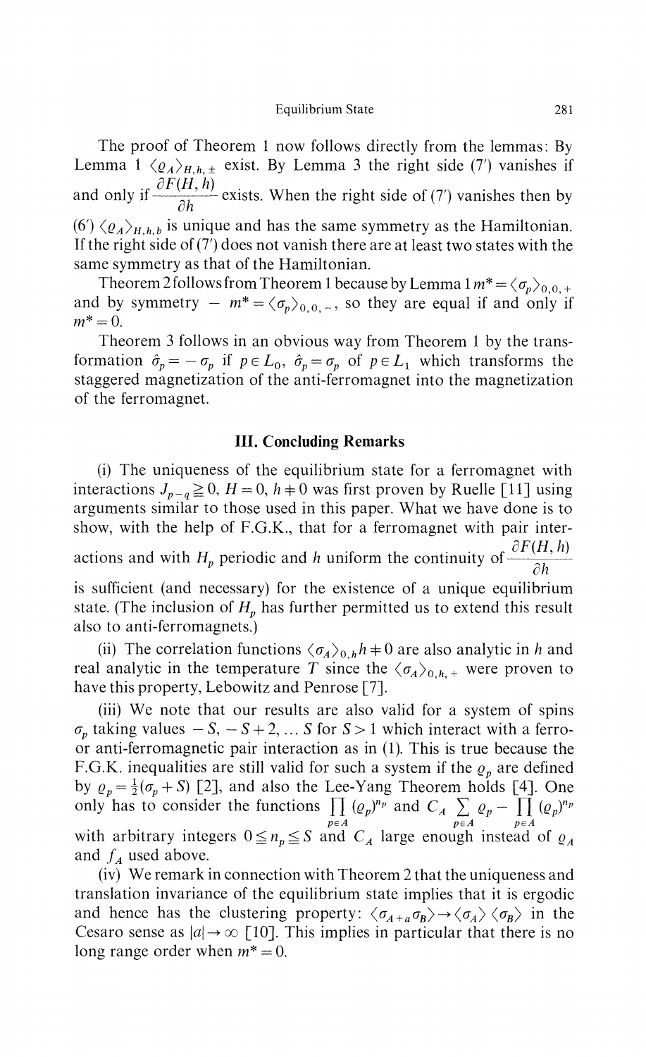The proof of Theorem 1 now follows directly from the lemmas: By Lemma 1 $\langle \varrho_A \rangle_{H,h,\pm}$ exist. By Lemma 3 the right side (7′) vanishes if and only if $\frac{\partial F(H,h)}{\partial h}$ exists. When the right side of (7′) vanishes then by (6′) $\langle \varrho_A \rangle_{H,h,b}$ is unique and has the same symmetry as the Hamiltonian. If the right side of (7′) does not vanish there are at least two states with the same symmetry as that of the Hamiltonian.

Theorem 2 follows from Theorem 1 because by Lemma 1 $m^* = \langle \sigma_p \rangle_{0,0,+}$ and by symmetry $-m^* = \langle \sigma_p \rangle_{0,0,-}$, so they are equal if and only if $m^* = 0$.

Theorem 3 follows in an obvious way from Theorem 1 by the transformation $\hat{\sigma}_p = -\sigma_p$ if $p \in L_0$, $\hat{\sigma}_p = \sigma_p$ of $p \in L_1$ which transforms the staggered magnetization of the anti-ferromagnet into the magnetization of the ferromagnet.

## III. Concluding Remarks

(i) The uniqueness of the equilibrium state for a ferromagnet with interactions $J_{p-q} \geqq 0$, $H = 0$, $h \neq 0$ was first proven by Ruelle [11] using arguments similar to those used in this paper. What we have done is to show, with the help of F.G.K., that for a ferromagnet with pair interactions and with $H_p$ periodic and $h$ uniform the continuity of $\frac{\partial F(H,h)}{\partial h}$ is sufficient (and necessary) for the existence of a unique equilibrium state. (The inclusion of $H_p$ has further permitted us to extend this result also to anti-ferromagnets.)

(ii) The correlation functions $\langle \sigma_A \rangle_{0,h} h \neq 0$ are also analytic in $h$ and real analytic in the temperature $T$ since the $\langle \sigma_A \rangle_{0,h,+}$ were proven to have this property, Lebowitz and Penrose [7].

(iii) We note that our results are also valid for a system of spins $\sigma_p$ taking values $-S, -S+2, \ldots S$ for $S > 1$ which interact with a ferro- or anti-ferromagnetic pair interaction as in (1). This is true because the F.G.K. inequalities are still valid for such a system if the $\varrho_p$ are defined by $\varrho_p = \frac{1}{2}(\sigma_p + S)$ [2], and also the Lee-Yang Theorem holds [4]. One only has to consider the functions $\prod_{p \in A} (\varrho_p)^{n_p}$ and $C_A \sum_{p \in A} \varrho_p - \prod_{p \in A} (\varrho_p)^{n_p}$ with arbitrary integers $0 \leqq n_p \leqq S$ and $C_A$ large enough instead of $\varrho_A$ and $f_A$ used above.

(iv) We remark in connection with Theorem 2 that the uniqueness and translation invariance of the equilibrium state implies that it is ergodic and hence has the clustering property: $\langle \sigma_{A+a} \sigma_B \rangle \to \langle \sigma_A \rangle \langle \sigma_B \rangle$ in the Cesaro sense as $|a| \to \infty$ [10]. This implies in particular that there is no long range order when $m^* = 0$.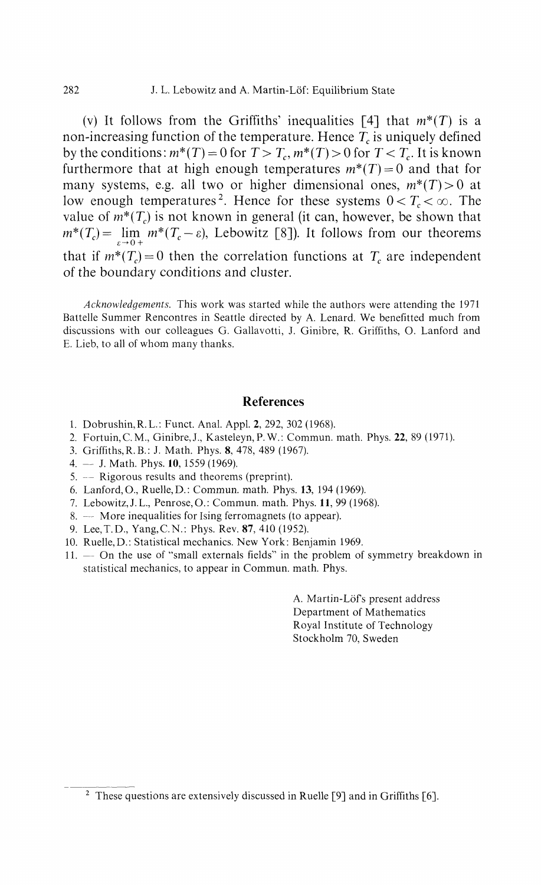(v) It follows from the Griffiths' inequalities [4] that $m^*(T)$ is a non-increasing function of the temperature. Hence $T_c$ is uniquely defined by the conditions: $m^*(T)=0$ for $T>T_c$, $m^*(T)>0$ for $T<T_c$. It is known furthermore that at high enough temperatures $m^*(T)=0$ and that for many systems, e.g. all two or higher dimensional ones, $m^*(T)>0$ at low enough temperatures[2]. Hence for these systems $0<T_c<\infty$. The value of $m^*(T_c)$ is not known in general (it can, however, be shown that $m^*(T_c)=\lim_{\varepsilon\to 0+} m^*(T_c-\varepsilon)$, Lebowitz [8]). It follows from our theorems that if $m^*(T_c)=0$ then the correlation functions at $T_c$ are independent of the boundary conditions and cluster.

*Acknowledgements.* This work was started while the authors were attending the 1971 Battelle Summer Rencontres in Seattle directed by A. Lenard. We benefitted much from discussions with our colleagues G. Gallavotti, J. Ginibre, R. Griffiths, O. Lanford and E. Lieb, to all of whom many thanks.

## References

1. Dobrushin, R. L.: Funct. Anal. Appl. **2**, 292, 302 (1968).
2. Fortuin, C. M., Ginibre, J., Kasteleyn, P. W.: Commun. math. Phys. **22**, 89 (1971).
3. Griffiths, R. B.: J. Math. Phys. **8**, 478, 489 (1967).
4. — J. Math. Phys. **10**, 1559 (1969).
5. — Rigorous results and theorems (preprint).
6. Lanford, O., Ruelle, D.: Commun. math. Phys. **13**, 194 (1969).
7. Lebowitz, J. L., Penrose, O.: Commun. math. Phys. **11**, 99 (1968).
8. — More inequalities for Ising ferromagnets (to appear).
9. Lee, T. D., Yang, C. N.: Phys. Rev. **87**, 410 (1952).
10. Ruelle, D.: Statistical mechanics. New York: Benjamin 1969.
11. — On the use of "small externals fields" in the problem of symmetry breakdown in statistical mechanics, to appear in Commun. math. Phys.

A. Martin-Löf's present address
Department of Mathematics
Royal Institute of Technology
Stockholm 70, Sweden

[2] These questions are extensively discussed in Ruelle [9] and in Griffiths [6].